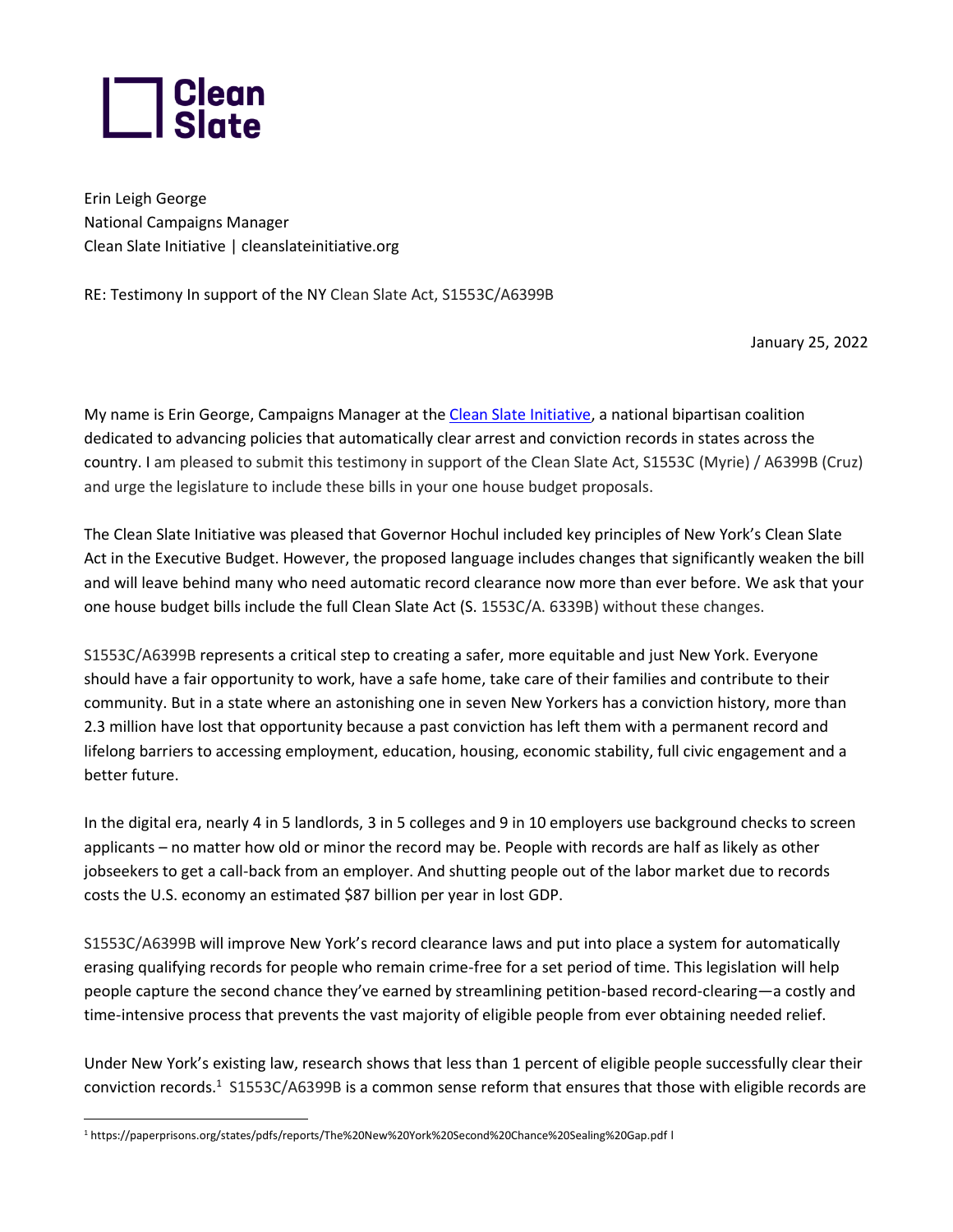Clean Slate

Erin Leigh George
National Campaigns Manager
Clean Slate Initiative | cleanslateinitiative.org

RE: Testimony In support of the NY Clean Slate Act, S1553C/A6399B

January 25, 2022

My name is Erin George, Campaigns Manager at the [Clean Slate Initiative](https://www.cleanslateinitiative.org), a national bipartisan coalition dedicated to advancing policies that automatically clear arrest and conviction records in states across the country. I am pleased to submit this testimony in support of the Clean Slate Act, S1553C (Myrie) / A6399B (Cruz) and urge the legislature to include these bills in your one house budget proposals.

The Clean Slate Initiative was pleased that Governor Hochul included key principles of New York's Clean Slate Act in the Executive Budget. However, the proposed language includes changes that significantly weaken the bill and will leave behind many who need automatic record clearance now more than ever before. We ask that your one house budget bills include the full Clean Slate Act (S. 1553C/A. 6339B) without these changes.

S1553C/A6399B represents a critical step to creating a safer, more equitable and just New York. Everyone should have a fair opportunity to work, have a safe home, take care of their families and contribute to their community. But in a state where an astonishing one in seven New Yorkers has a conviction history, more than 2.3 million have lost that opportunity because a past conviction has left them with a permanent record and lifelong barriers to accessing employment, education, housing, economic stability, full civic engagement and a better future.

In the digital era, nearly 4 in 5 landlords, 3 in 5 colleges and 9 in 10 employers use background checks to screen applicants – no matter how old or minor the record may be. People with records are half as likely as other jobseekers to get a call-back from an employer. And shutting people out of the labor market due to records costs the U.S. economy an estimated $87 billion per year in lost GDP.

S1553C/A6399B will improve New York's record clearance laws and put into place a system for automatically erasing qualifying records for people who remain crime-free for a set period of time. This legislation will help people capture the second chance they've earned by streamlining petition-based record-clearing—a costly and time-intensive process that prevents the vast majority of eligible people from ever obtaining needed relief.

Under New York's existing law, research shows that less than 1 percent of eligible people successfully clear their conviction records.[1] S1553C/A6399B is a common sense reform that ensures that those with eligible records are

[1] https://paperprisons.org/states/pdfs/reports/The%20New%20York%20Second%20Chance%20Sealing%20Gap.pdf l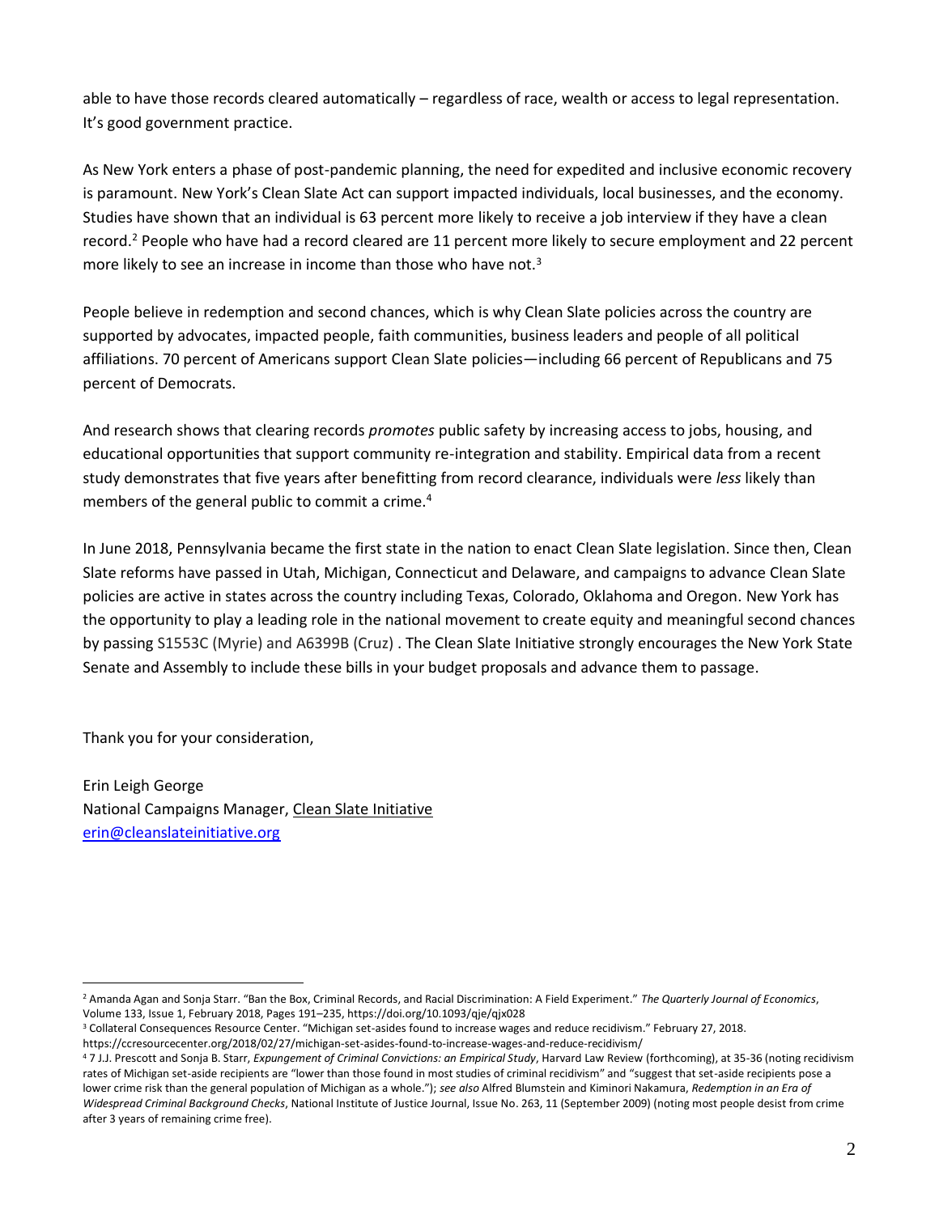able to have those records cleared automatically – regardless of race, wealth or access to legal representation. It's good government practice.

As New York enters a phase of post-pandemic planning, the need for expedited and inclusive economic recovery is paramount. New York's Clean Slate Act can support impacted individuals, local businesses, and the economy. Studies have shown that an individual is 63 percent more likely to receive a job interview if they have a clean record.[2] People who have had a record cleared are 11 percent more likely to secure employment and 22 percent more likely to see an increase in income than those who have not.[3]

People believe in redemption and second chances, which is why Clean Slate policies across the country are supported by advocates, impacted people, faith communities, business leaders and people of all political affiliations. 70 percent of Americans support Clean Slate policies—including 66 percent of Republicans and 75 percent of Democrats.

And research shows that clearing records *promotes* public safety by increasing access to jobs, housing, and educational opportunities that support community re-integration and stability. Empirical data from a recent study demonstrates that five years after benefitting from record clearance, individuals were *less* likely than members of the general public to commit a crime.[4]

In June 2018, Pennsylvania became the first state in the nation to enact Clean Slate legislation. Since then, Clean Slate reforms have passed in Utah, Michigan, Connecticut and Delaware, and campaigns to advance Clean Slate policies are active in states across the country including Texas, Colorado, Oklahoma and Oregon. New York has the opportunity to play a leading role in the national movement to create equity and meaningful second chances by passing S1553C (Myrie) and A6399B (Cruz) . The Clean Slate Initiative strongly encourages the New York State Senate and Assembly to include these bills in your budget proposals and advance them to passage.

Thank you for your consideration,

Erin Leigh George
National Campaigns Manager, Clean Slate Initiative
erin@cleanslateinitiative.org

---

[2] Amanda Agan and Sonja Starr. "Ban the Box, Criminal Records, and Racial Discrimination: A Field Experiment." *The Quarterly Journal of Economics*, Volume 133, Issue 1, February 2018, Pages 191–235, https://doi.org/10.1093/qje/qjx028

[3] Collateral Consequences Resource Center. "Michigan set-asides found to increase wages and reduce recidivism." February 27, 2018. https://ccresourcecenter.org/2018/02/27/michigan-set-asides-found-to-increase-wages-and-reduce-recidivism/

[4] 7 J.J. Prescott and Sonja B. Starr, *Expungement of Criminal Convictions: an Empirical Study*, Harvard Law Review (forthcoming), at 35-36 (noting recidivism rates of Michigan set-aside recipients are "lower than those found in most studies of criminal recidivism" and "suggest that set-aside recipients pose a lower crime risk than the general population of Michigan as a whole."); *see also* Alfred Blumstein and Kiminori Nakamura, *Redemption in an Era of Widespread Criminal Background Checks*, National Institute of Justice Journal, Issue No. 263, 11 (September 2009) (noting most people desist from crime after 3 years of remaining crime free).